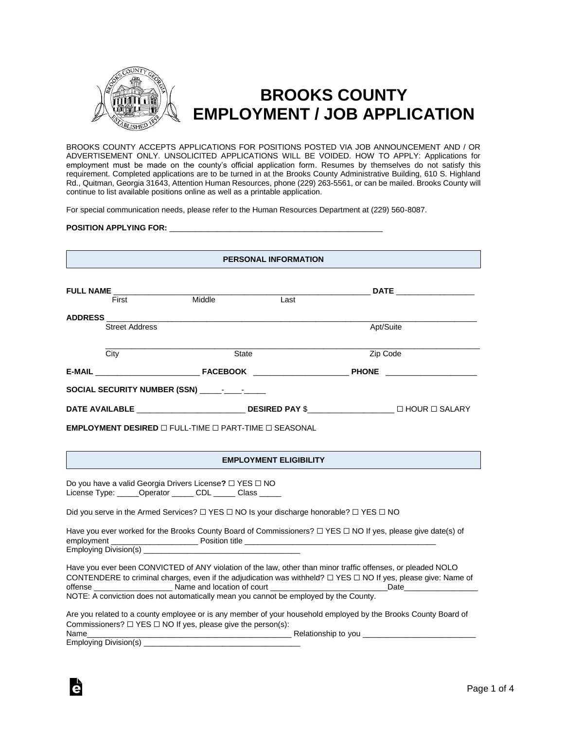# BROOKS COUNTY EMPLOYMENT / JOB APPLICATION

BROOKS COUNTY ACCEPTS APPLICATIONS FOR POSITIONS POSTED VIA JOB ANNOUNCEMENT AND / OR ADVERTISEMENT ONLY. UNSOLICITED APPLICATIONS WILL BE VOIDED. HOW TO APPLY: Applications for employment must be made on the county's official application form. Resumes by themselves do not satisfy this requirement. Completed applications are to be turned in at the Brooks County Administrative Building, 610 S. Highland Rd., Quitman, Georgia 31643, Attention Human Resources, phone (229) 263-5561, or can be mailed. Brooks County will continue to list available positions online as well as a printable application.

For special communication needs, please refer to the Human Resources Department at (229) 560-8087.

**POSITION APPLYING FOR:** ___________________________________________________

## PERSONAL INFORMATION

**FULL NAME** ___________________________________________________________ **DATE** __________________
First Middle Last

**ADDRESS** _____________________________________________________________________________________
Street Address Apt/Suite

_____________________________________________________________________________________
City State Zip Code

**E-MAIL** ________________________ **FACEBOOK** _____________________ **PHONE** _____________________

**SOCIAL SECURITY NUMBER (SSN)** _____-____-_____

**DATE AVAILABLE** ________________________ **DESIRED PAY** $___________________ ☐ HOUR ☐ SALARY

**EMPLOYMENT DESIRED** ☐ FULL-TIME ☐ PART-TIME ☐ SEASONAL

## EMPLOYMENT ELIGIBILITY

Do you have a valid Georgia Drivers License**?** ☐ YES ☐ NO
License Type: _____Operator _____ CDL _____ Class _____

Did you serve in the Armed Services? ☐ YES ☐ NO Is your discharge honorable? ☐ YES ☐ NO

Have you ever worked for the Brooks County Board of Commissioners? ☐ YES ☐ NO If yes, please give date(s) of employment ___________________ Position title _____________________________________________
Employing Division(s) ____________________________________

Have you ever been CONVICTED of ANY violation of the law, other than minor traffic offenses, or pleaded NOLO CONTENDERE to criminal charges, even if the adjudication was withheld? ☐ YES ☐ NO If yes, please give: Name of offense __________________ Name and location of court ____________________________Date_________________
NOTE: A conviction does not automatically mean you cannot be employed by the County.

Are you related to a county employee or is any member of your household employed by the Brooks County Board of Commissioners? ☐ YES ☐ NO If yes, please give the person(s):
Name________________________________________________ Relationship to you __________________________
Employing Division(s) ____________________________________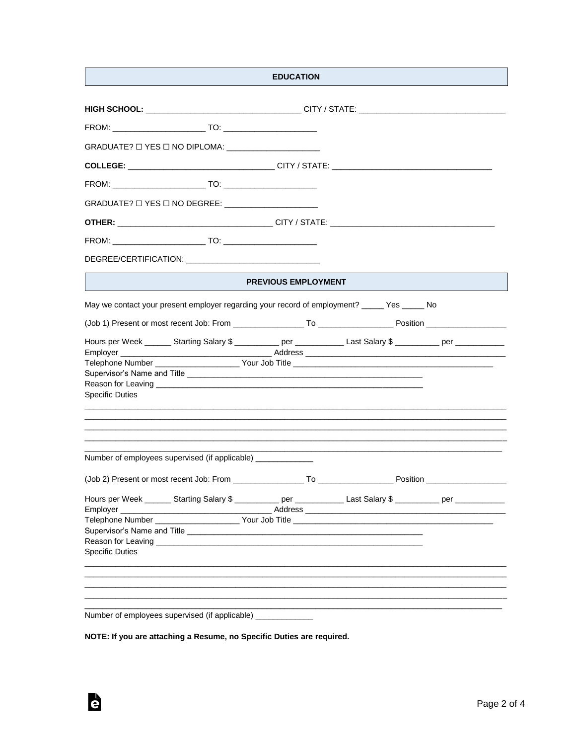## EDUCATION

**HIGH SCHOOL:** __________________________________ CITY / STATE: ________________________________

FROM: ____________________ TO: ____________________

GRADUATE? ☐ YES ☐ NO DIPLOMA: ____________________

**COLLEGE:** ________________________________ CITY / STATE: __________________________________

FROM: ____________________ TO: ____________________

GRADUATE? ☐ YES ☐ NO DEGREE: ____________________

**OTHER:** __________________________________ CITY / STATE: __________________________________

FROM: ____________________ TO: ____________________

DEGREE/CERTIFICATION: ____________________________

## PREVIOUS EMPLOYMENT

May we contact your present employer regarding your record of employment? _____ Yes _____ No

(Job 1) Present or most recent Job: From ________________ To ________________ Position __________________

Hours per Week ______ Starting Salary $ __________ per ___________ Last Salary $ __________ per ___________
Employer __________________________________ Address ____________________________________________
Telephone Number __________________ Your Job Title ____________________________________________
Supervisor's Name and Title ________________________________________________________
Reason for Leaving _____________________________________________________________
Specific Duties

_____________________________________________________________________________________________
_____________________________________________________________________________________________
_____________________________________________________________________________________________
_____________________________________________________________________________________________
_____________________________________________________________________________________________

Number of employees supervised (if applicable) _____________

(Job 2) Present or most recent Job: From ________________ To ________________ Position __________________

Hours per Week ______ Starting Salary $ __________ per ___________ Last Salary $ __________ per ___________
Employer __________________________________ Address ____________________________________________
Telephone Number __________________ Your Job Title ____________________________________________
Supervisor's Name and Title ________________________________________________________
Reason for Leaving _____________________________________________________________
Specific Duties

_____________________________________________________________________________________________
_____________________________________________________________________________________________
_____________________________________________________________________________________________
_____________________________________________________________________________________________
_____________________________________________________________________________________________

Number of employees supervised (if applicable) _____________

**NOTE: If you are attaching a Resume, no Specific Duties are required.**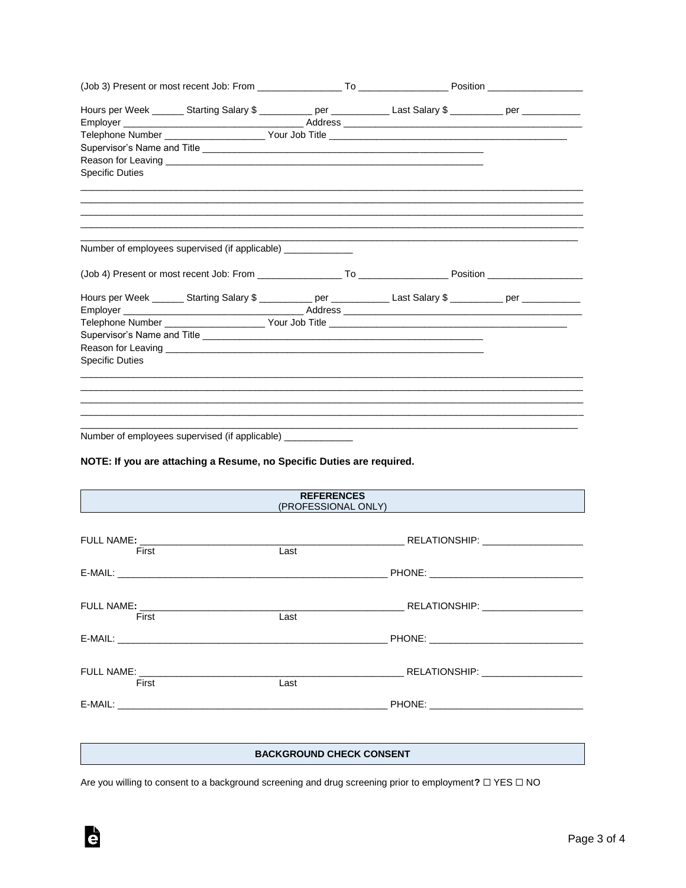(Job 3) Present or most recent Job: From ________________ To ________________ Position __________________

Hours per Week ______ Starting Salary $ __________ per ___________ Last Salary $ __________ per ___________
Employer __________________________________ Address _____________________________________________
Telephone Number ___________________ Your Job Title _____________________________________________
Supervisor's Name and Title _________________________________________________________
Reason for Leaving _______________________________________________________________
Specific Duties

_____________________________________________________________________________________________
_____________________________________________________________________________________________
_____________________________________________________________________________________________
_____________________________________________________________________________________________
_____________________________________________________________________________________________

Number of employees supervised (if applicable) _____________

(Job 4) Present or most recent Job: From ________________ To ________________ Position __________________

Hours per Week ______ Starting Salary $ __________ per ___________ Last Salary $ __________ per ___________
Employer __________________________________ Address _____________________________________________
Telephone Number ___________________ Your Job Title _____________________________________________
Supervisor's Name and Title _________________________________________________________
Reason for Leaving _______________________________________________________________
Specific Duties

_____________________________________________________________________________________________
_____________________________________________________________________________________________
_____________________________________________________________________________________________
_____________________________________________________________________________________________
_____________________________________________________________________________________________

Number of employees supervised (if applicable) _____________

**NOTE: If you are attaching a Resume, no Specific Duties are required.**

## REFERENCES
(PROFESSIONAL ONLY)

FULL NAME: _____________________________________________________ RELATIONSHIP: ___________________
First Last

E-MAIL: _____________________________________________________ PHONE: _____________________________

FULL NAME: _____________________________________________________ RELATIONSHIP: ___________________
First Last

E-MAIL: _____________________________________________________ PHONE: _____________________________

FULL NAME: _____________________________________________________ RELATIONSHIP: ___________________
First Last

E-MAIL: _____________________________________________________ PHONE: _____________________________

## BACKGROUND CHECK CONSENT

Are you willing to consent to a background screening and drug screening prior to employment**?** ☐ YES ☐ NO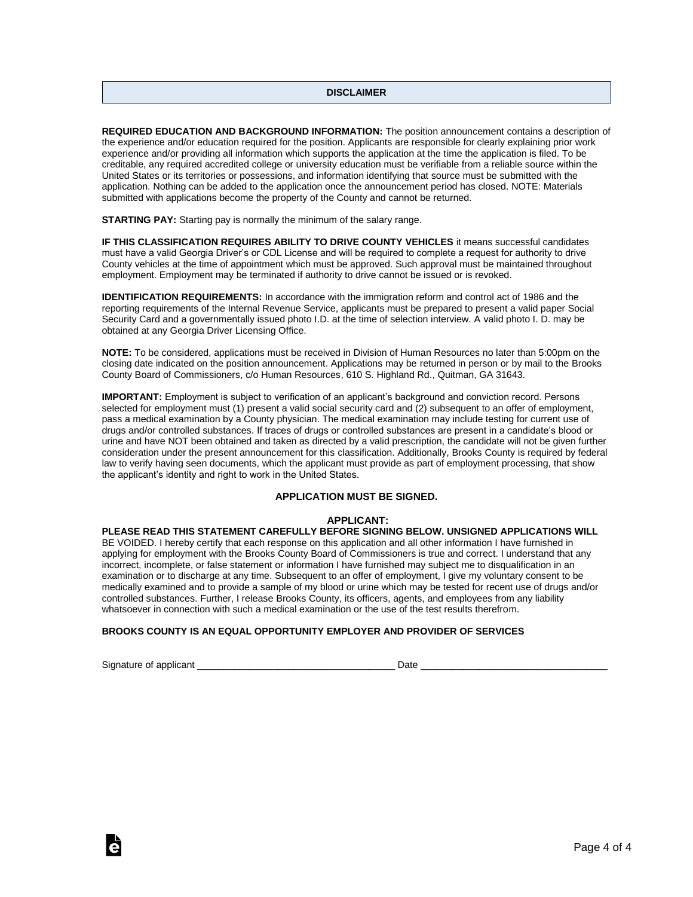## DISCLAIMER

**REQUIRED EDUCATION AND BACKGROUND INFORMATION:** The position announcement contains a description of the experience and/or education required for the position. Applicants are responsible for clearly explaining prior work experience and/or providing all information which supports the application at the time the application is filed. To be creditable, any required accredited college or university education must be verifiable from a reliable source within the United States or its territories or possessions, and information identifying that source must be submitted with the application. Nothing can be added to the application once the announcement period has closed. NOTE: Materials submitted with applications become the property of the County and cannot be returned.

**STARTING PAY:** Starting pay is normally the minimum of the salary range.

**IF THIS CLASSIFICATION REQUIRES ABILITY TO DRIVE COUNTY VEHICLES** it means successful candidates must have a valid Georgia Driver's or CDL License and will be required to complete a request for authority to drive County vehicles at the time of appointment which must be approved. Such approval must be maintained throughout employment. Employment may be terminated if authority to drive cannot be issued or is revoked.

**IDENTIFICATION REQUIREMENTS:** In accordance with the immigration reform and control act of 1986 and the reporting requirements of the Internal Revenue Service, applicants must be prepared to present a valid paper Social Security Card and a governmentally issued photo I.D. at the time of selection interview. A valid photo I. D. may be obtained at any Georgia Driver Licensing Office.

**NOTE:** To be considered, applications must be received in Division of Human Resources no later than 5:00pm on the closing date indicated on the position announcement. Applications may be returned in person or by mail to the Brooks County Board of Commissioners, c/o Human Resources, 610 S. Highland Rd., Quitman, GA 31643.

**IMPORTANT:** Employment is subject to verification of an applicant's background and conviction record. Persons selected for employment must (1) present a valid social security card and (2) subsequent to an offer of employment, pass a medical examination by a County physician. The medical examination may include testing for current use of drugs and/or controlled substances. If traces of drugs or controlled substances are present in a candidate's blood or urine and have NOT been obtained and taken as directed by a valid prescription, the candidate will not be given further consideration under the present announcement for this classification. Additionally, Brooks County is required by federal law to verify having seen documents, which the applicant must provide as part of employment processing, that show the applicant's identity and right to work in the United States.

**APPLICATION MUST BE SIGNED.**

**APPLICANT:**

**PLEASE READ THIS STATEMENT CAREFULLY BEFORE SIGNING BELOW. UNSIGNED APPLICATIONS WILL** BE VOIDED. I hereby certify that each response on this application and all other information I have furnished in applying for employment with the Brooks County Board of Commissioners is true and correct. I understand that any incorrect, incomplete, or false statement or information I have furnished may subject me to disqualification in an examination or to discharge at any time. Subsequent to an offer of employment, I give my voluntary consent to be medically examined and to provide a sample of my blood or urine which may be tested for recent use of drugs and/or controlled substances. Further, I release Brooks County, its officers, agents, and employees from any liability whatsoever in connection with such a medical examination or the use of the test results therefrom.

**BROOKS COUNTY IS AN EQUAL OPPORTUNITY EMPLOYER AND PROVIDER OF SERVICES**

Signature of applicant ____________________________________ Date ___________________________________